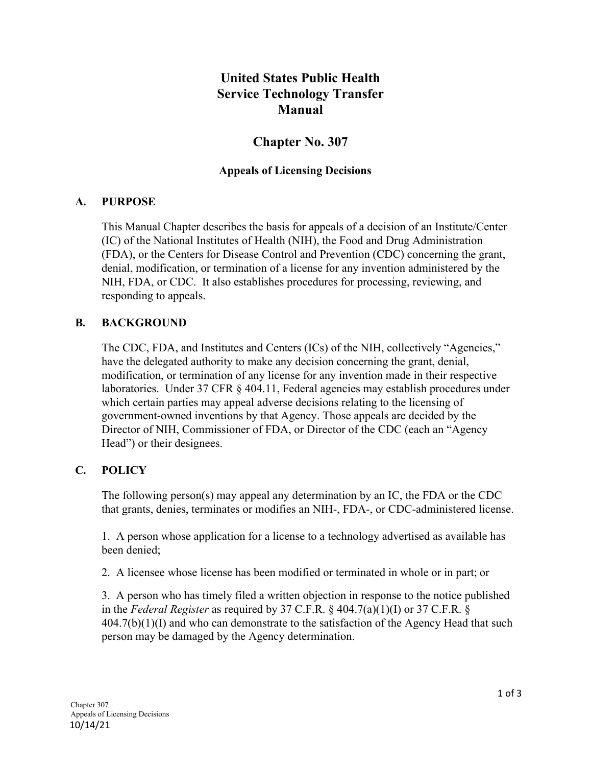# United States Public Health Service Technology Transfer Manual

## Chapter No. 307

### Appeals of Licensing Decisions

**A. PURPOSE**

This Manual Chapter describes the basis for appeals of a decision of an Institute/Center (IC) of the National Institutes of Health (NIH), the Food and Drug Administration (FDA), or the Centers for Disease Control and Prevention (CDC) concerning the grant, denial, modification, or termination of a license for any invention administered by the NIH, FDA, or CDC. It also establishes procedures for processing, reviewing, and responding to appeals.

**B. BACKGROUND**

The CDC, FDA, and Institutes and Centers (ICs) of the NIH, collectively "Agencies," have the delegated authority to make any decision concerning the grant, denial, modification, or termination of any license for any invention made in their respective laboratories. Under 37 CFR § 404.11, Federal agencies may establish procedures under which certain parties may appeal adverse decisions relating to the licensing of government-owned inventions by that Agency. Those appeals are decided by the Director of NIH, Commissioner of FDA, or Director of the CDC (each an "Agency Head") or their designees.

**C. POLICY**

The following person(s) may appeal any determination by an IC, the FDA or the CDC that grants, denies, terminates or modifies an NIH-, FDA-, or CDC-administered license.

1. A person whose application for a license to a technology advertised as available has been denied;

2. A licensee whose license has been modified or terminated in whole or in part; or

3. A person who has timely filed a written objection in response to the notice published in the *Federal Register* as required by 37 C.F.R. § 404.7(a)(1)(I) or 37 C.F.R. § 404.7(b)(1)(I) and who can demonstrate to the satisfaction of the Agency Head that such person may be damaged by the Agency determination.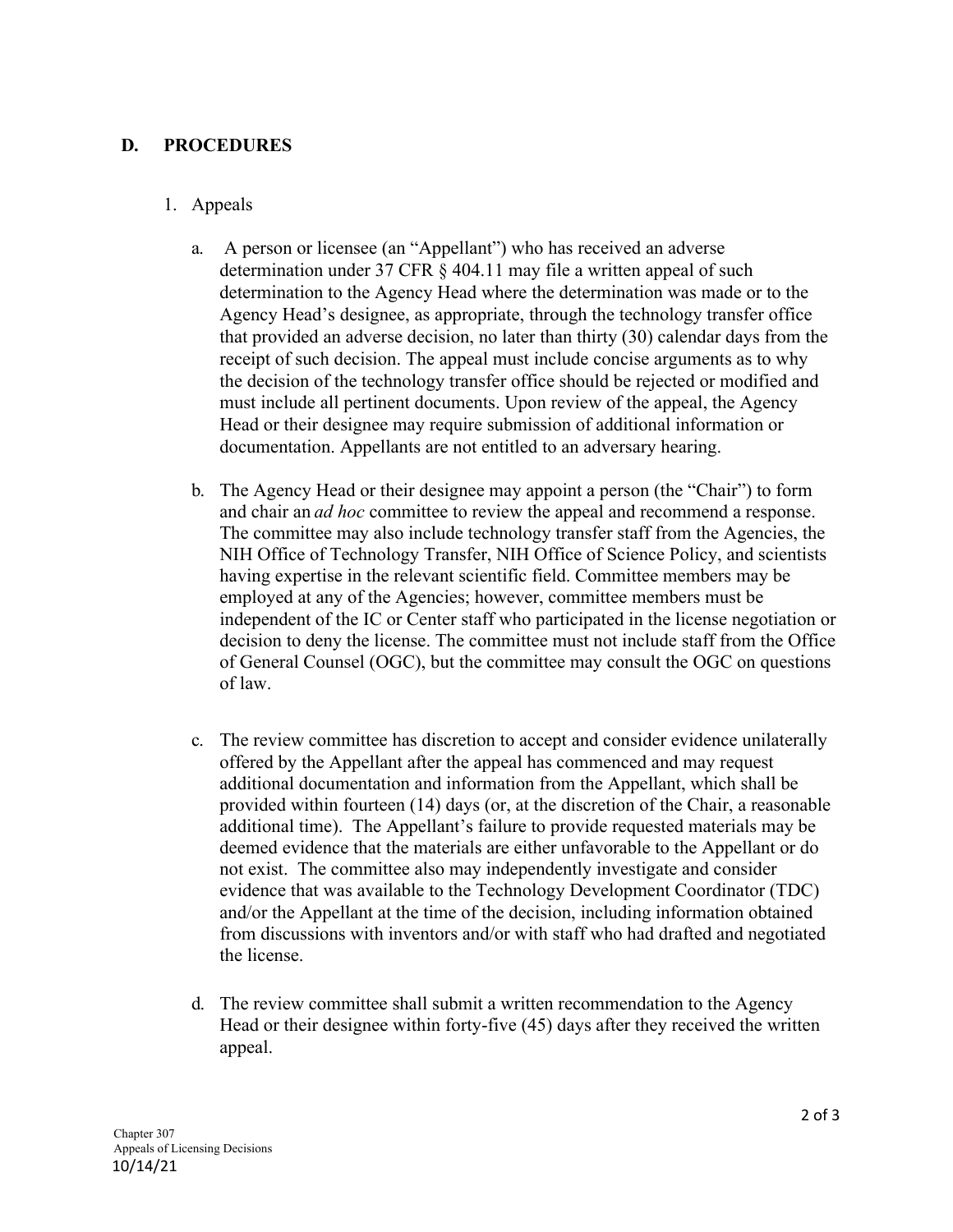## D. PROCEDURES

1. Appeals

   a. A person or licensee (an "Appellant") who has received an adverse determination under 37 CFR § 404.11 may file a written appeal of such determination to the Agency Head where the determination was made or to the Agency Head's designee, as appropriate, through the technology transfer office that provided an adverse decision, no later than thirty (30) calendar days from the receipt of such decision. The appeal must include concise arguments as to why the decision of the technology transfer office should be rejected or modified and must include all pertinent documents. Upon review of the appeal, the Agency Head or their designee may require submission of additional information or documentation. Appellants are not entitled to an adversary hearing.

   b. The Agency Head or their designee may appoint a person (the "Chair") to form and chair an *ad hoc* committee to review the appeal and recommend a response. The committee may also include technology transfer staff from the Agencies, the NIH Office of Technology Transfer, NIH Office of Science Policy, and scientists having expertise in the relevant scientific field. Committee members may be employed at any of the Agencies; however, committee members must be independent of the IC or Center staff who participated in the license negotiation or decision to deny the license. The committee must not include staff from the Office of General Counsel (OGC), but the committee may consult the OGC on questions of law.

   c. The review committee has discretion to accept and consider evidence unilaterally offered by the Appellant after the appeal has commenced and may request additional documentation and information from the Appellant, which shall be provided within fourteen (14) days (or, at the discretion of the Chair, a reasonable additional time). The Appellant's failure to provide requested materials may be deemed evidence that the materials are either unfavorable to the Appellant or do not exist. The committee also may independently investigate and consider evidence that was available to the Technology Development Coordinator (TDC) and/or the Appellant at the time of the decision, including information obtained from discussions with inventors and/or with staff who had drafted and negotiated the license.

   d. The review committee shall submit a written recommendation to the Agency Head or their designee within forty-five (45) days after they received the written appeal.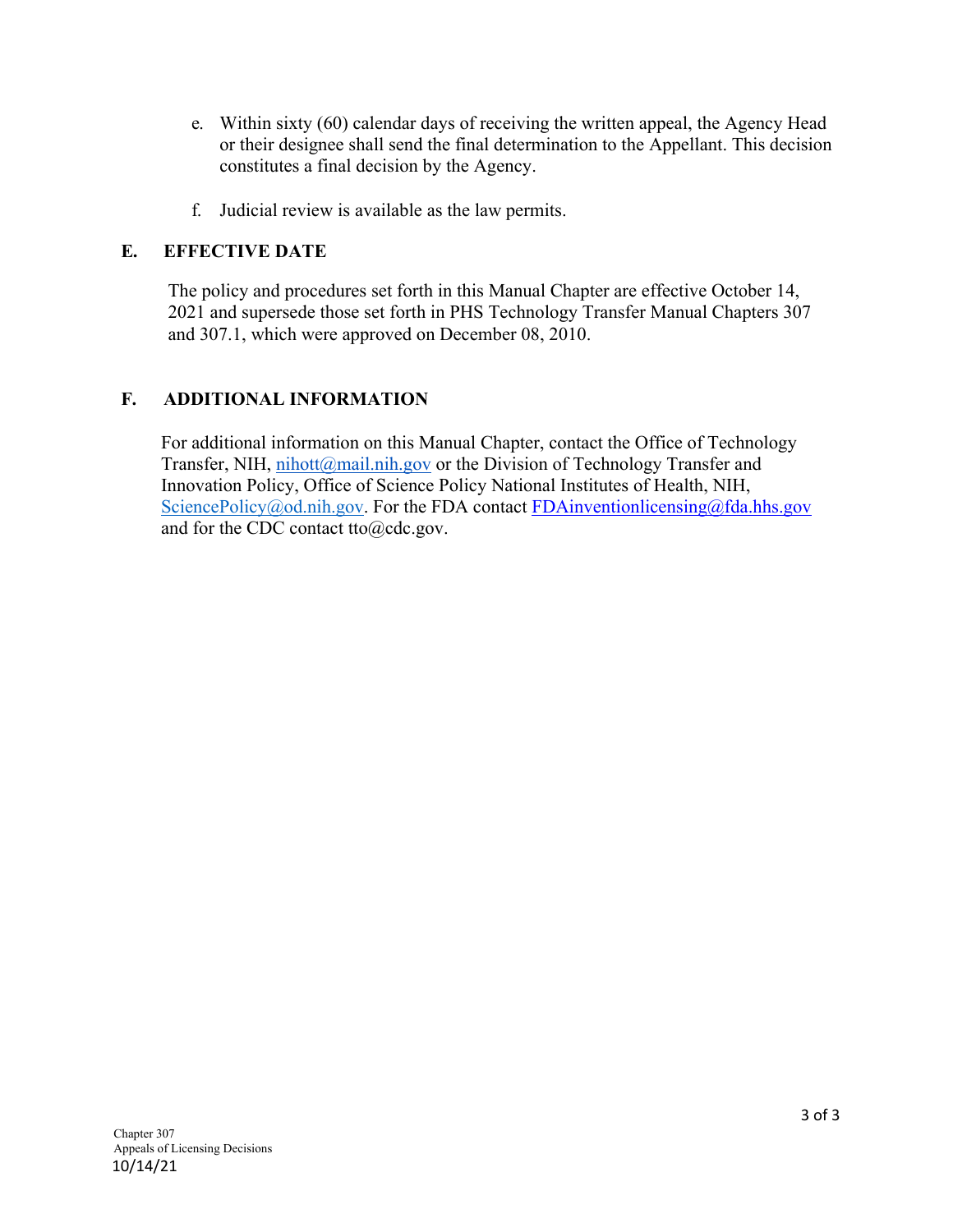e. Within sixty (60) calendar days of receiving the written appeal, the Agency Head or their designee shall send the final determination to the Appellant. This decision constitutes a final decision by the Agency.

f. Judicial review is available as the law permits.

## E. EFFECTIVE DATE

The policy and procedures set forth in this Manual Chapter are effective October 14, 2021 and supersede those set forth in PHS Technology Transfer Manual Chapters 307 and 307.1, which were approved on December 08, 2010.

## F. ADDITIONAL INFORMATION

For additional information on this Manual Chapter, contact the Office of Technology Transfer, NIH, nihott@mail.nih.gov or the Division of Technology Transfer and Innovation Policy, Office of Science Policy National Institutes of Health, NIH, SciencePolicy@od.nih.gov. For the FDA contact FDAinventionlicensing@fda.hhs.gov and for the CDC contact tto@cdc.gov.